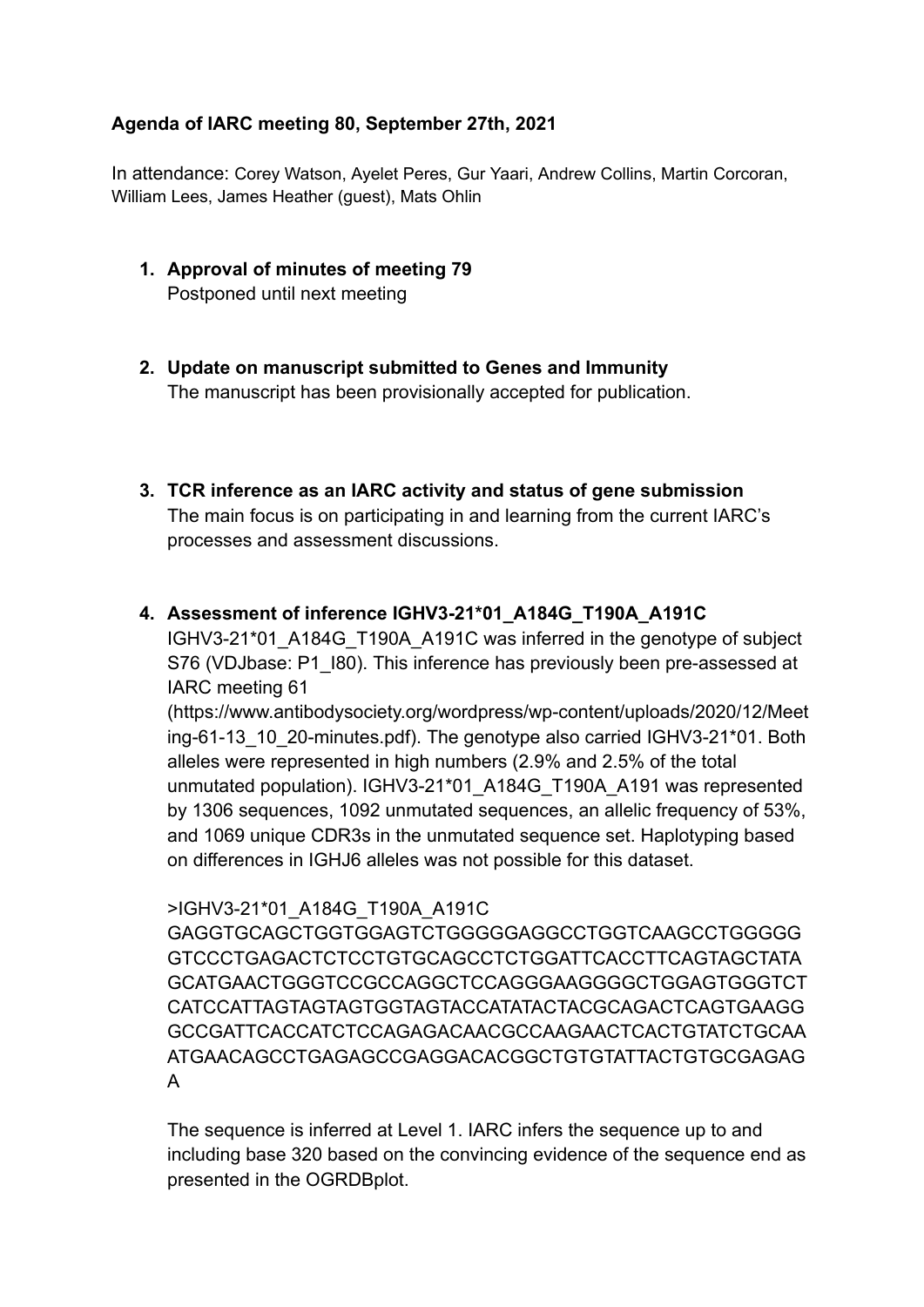**Agenda of IARC meeting 80, September 27th, 2021**

In attendance: Corey Watson, Ayelet Peres, Gur Yaari, Andrew Collins, Martin Corcoran, William Lees, James Heather (guest), Mats Ohlin

1. **Approval of minutes of meeting 79**
   Postponed until next meeting

2. **Update on manuscript submitted to Genes and Immunity**
   The manuscript has been provisionally accepted for publication.

3. **TCR inference as an IARC activity and status of gene submission**
   The main focus is on participating in and learning from the current IARC's processes and assessment discussions.

4. **Assessment of inference IGHV3-21*01_A184G_T190A_A191C**
   IGHV3-21*01_A184G_T190A_A191C was inferred in the genotype of subject S76 (VDJbase: P1_I80). This inference has previously been pre-assessed at IARC meeting 61 (https://www.antibodysociety.org/wordpress/wp-content/uploads/2020/12/Meeting-61-13_10_20-minutes.pdf). The genotype also carried IGHV3-21*01. Both alleles were represented in high numbers (2.9% and 2.5% of the total unmutated population). IGHV3-21*01_A184G_T190A_A191 was represented by 1306 sequences, 1092 unmutated sequences, an allelic frequency of 53%, and 1069 unique CDR3s in the unmutated sequence set. Haplotyping based on differences in IGHJ6 alleles was not possible for this dataset.

   >IGHV3-21*01_A184G_T190A_A191C
   GAGGTGCAGCTGGTGGAGTCTGGGGGAGGCCTGGTCAAGCCTGGGGG
   GTCCCTGAGACTCTCCTGTGCAGCCTCTGGATTCACCTTCAGTAGCTATA
   GCATGAACTGGGTCCGCCAGGCTCCAGGGAAGGGGCTGGAGTGGGTCT
   CATCCATTAGTAGTAGTGGTAGTACCATATACTACGCAGACTCAGTGAAGG
   GCCGATTCACCATCTCCAGAGACAACGCCAAGAACTCACTGTATCTGCAA
   ATGAACAGCCTGAGAGCCGAGGACACGGCTGTGTATTACTGTGCGAGAG
   A

   The sequence is inferred at Level 1. IARC infers the sequence up to and including base 320 based on the convincing evidence of the sequence end as presented in the OGRDBplot.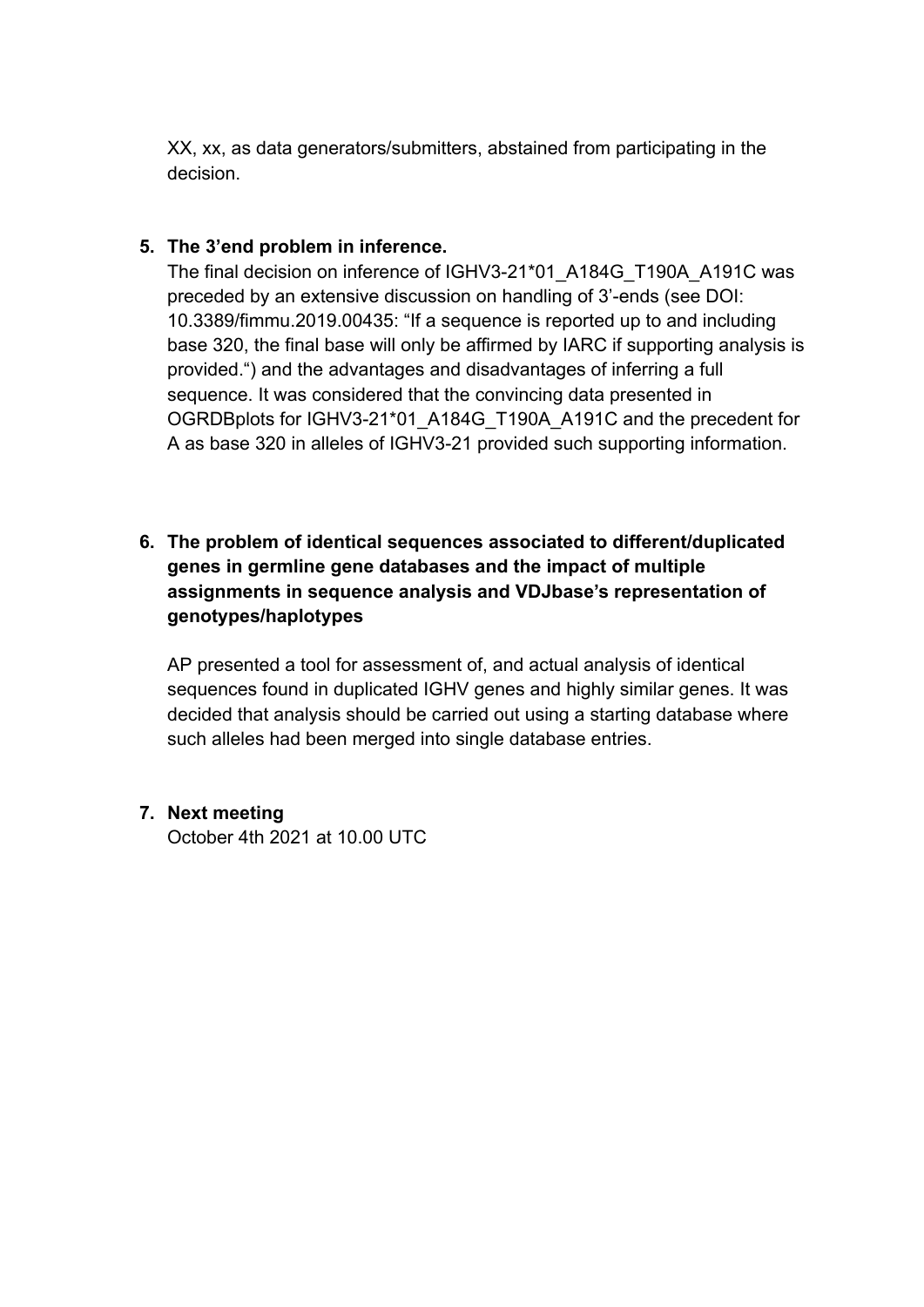XX, xx, as data generators/submitters, abstained from participating in the decision.

5. **The 3'end problem in inference.**
   The final decision on inference of IGHV3-21*01_A184G_T190A_A191C was preceded by an extensive discussion on handling of 3'-ends (see DOI: 10.3389/fimmu.2019.00435: "If a sequence is reported up to and including base 320, the final base will only be affirmed by IARC if supporting analysis is provided.") and the advantages and disadvantages of inferring a full sequence. It was considered that the convincing data presented in OGRDBplots for IGHV3-21*01_A184G_T190A_A191C and the precedent for A as base 320 in alleles of IGHV3-21 provided such supporting information.

6. **The problem of identical sequences associated to different/duplicated genes in germline gene databases and the impact of multiple assignments in sequence analysis and VDJbase's representation of genotypes/haplotypes**

   AP presented a tool for assessment of, and actual analysis of identical sequences found in duplicated IGHV genes and highly similar genes. It was decided that analysis should be carried out using a starting database where such alleles had been merged into single database entries.

7. **Next meeting**
   October 4th 2021 at 10.00 UTC